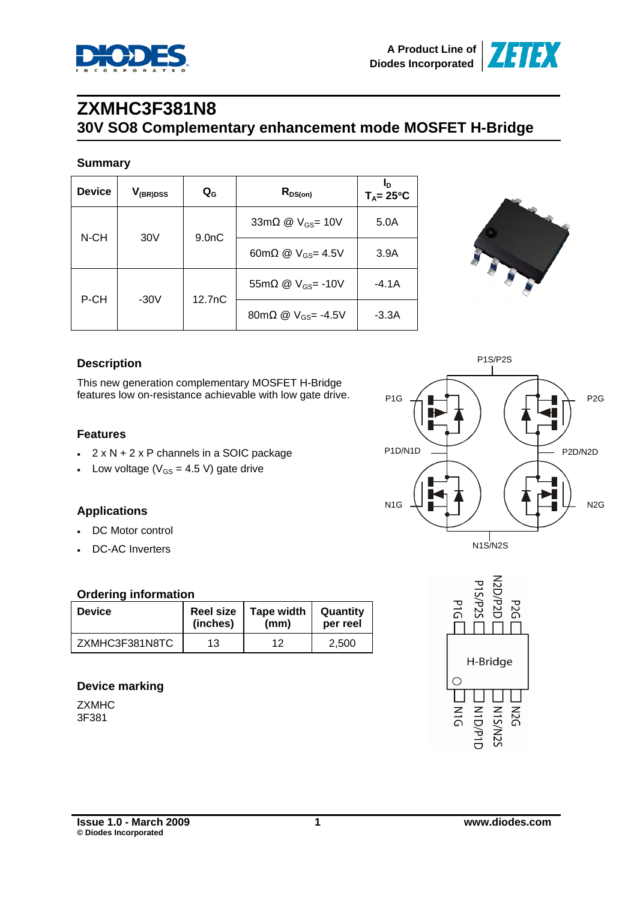# ZXMHC3F381N8

## 30V SO8 Complementary enhancement mode MOSFET H-Bridge

### Summary

| Device | $V_{(BR)DSS}$ | $Q_G$ | $R_{DS(on)}$ | $I_D$ $T_A$= 25°C |
|---|---|---|---|---|
| N-CH | 30V | 9.0nC | 33mΩ @ $V_{GS}$= 10V | 5.0A |
| | | | 60mΩ @ $V_{GS}$= 4.5V | 3.9A |
| P-CH | -30V | 12.7nC | 55mΩ @ $V_{GS}$= -10V | -4.1A |
| | | | 80mΩ @ $V_{GS}$= -4.5V | -3.3A |

### Description

This new generation complementary MOSFET H-Bridge features low on-resistance achievable with low gate drive.

### Features

- 2 x N + 2 x P channels in a SOIC package
- Low voltage ($V_{GS}$ = 4.5 V) gate drive

### Applications

- DC Motor control
- DC-AC Inverters

### Ordering information

| Device | Reel size (inches) | Tape width (mm) | Quantity per reel |
|---|---|---|---|
| ZXMHC3F381N8TC | 13 | 12 | 2,500 |

### Device marking

ZXMHC
3F381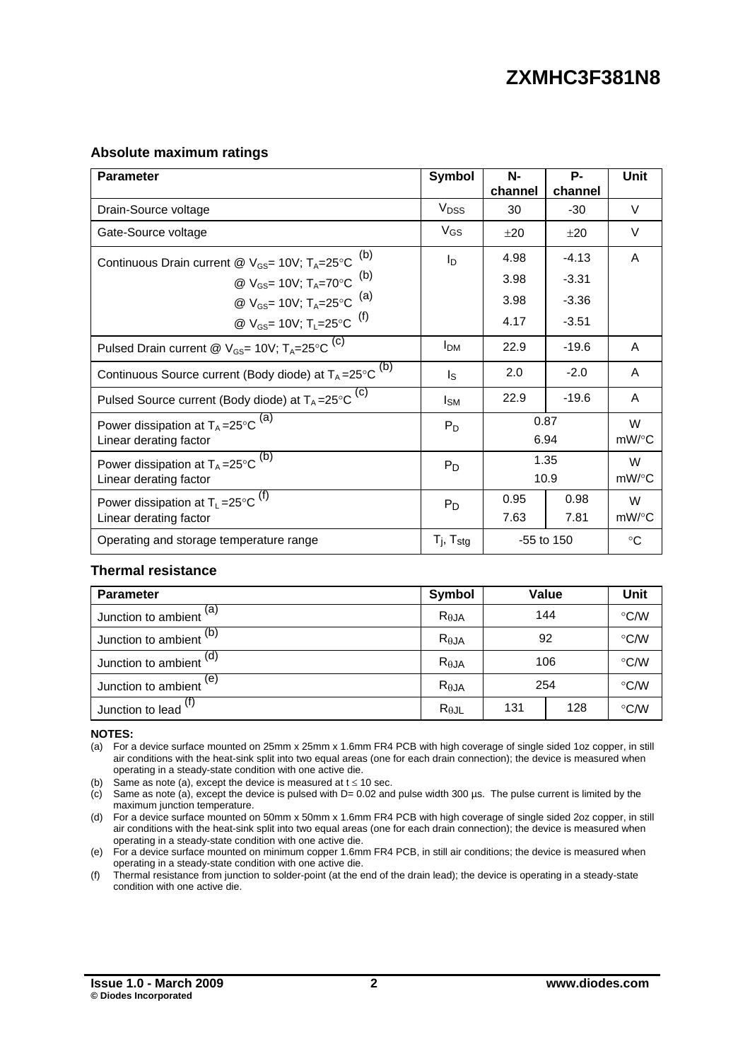## Absolute maximum ratings

| Parameter | Symbol | N-channel | P-channel | Unit |
|---|---|---|---|---|
| Drain-Source voltage | $V_{DSS}$ | 30 | -30 | V |
| Gate-Source voltage | $V_{GS}$ | ±20 | ±20 | V |
| Continuous Drain current @ $V_{GS}$= 10V; $T_A$=25°C [(b)] | $I_D$ | 4.98 | -4.13 | A |
| @ $V_{GS}$= 10V; $T_A$=70°C [(b)] | | 3.98 | -3.31 | |
| @ $V_{GS}$= 10V; $T_A$=25°C [(a)] | | 3.98 | -3.36 | |
| @ $V_{GS}$= 10V; $T_L$=25°C [(f)] | | 4.17 | -3.51 | |
| Pulsed Drain current @ $V_{GS}$= 10V; $T_A$=25°C [(c)] | $I_{DM}$ | 22.9 | -19.6 | A |
| Continuous Source current (Body diode) at $T_A$=25°C [(b)] | $I_S$ | 2.0 | -2.0 | A |
| Pulsed Source current (Body diode) at $T_A$=25°C [(c)] | $I_{SM}$ | 22.9 | -19.6 | A |
| Power dissipation at $T_A$=25°C [(a)] | $P_D$ | 0.87 | | W |
| Linear derating factor | | 6.94 | | mW/°C |
| Power dissipation at $T_A$=25°C [(b)] | $P_D$ | 1.35 | | W |
| Linear derating factor | | 10.9 | | mW/°C |
| Power dissipation at $T_L$=25°C [(f)] | $P_D$ | 0.95 | 0.98 | W |
| Linear derating factor | | 7.63 | 7.81 | mW/°C |
| Operating and storage temperature range | $T_j$, $T_{stg}$ | -55 to 150 | | °C |

## Thermal resistance

| Parameter | Symbol | Value | | Unit |
|---|---|---|---|---|
| Junction to ambient [(a)] | $R_{\theta JA}$ | 144 | | °C/W |
| Junction to ambient [(b)] | $R_{\theta JA}$ | 92 | | °C/W |
| Junction to ambient [(d)] | $R_{\theta JA}$ | 106 | | °C/W |
| Junction to ambient [(e)] | $R_{\theta JA}$ | 254 | | °C/W |
| Junction to lead [(f)] | $R_{\theta JL}$ | 131 | 128 | °C/W |

**NOTES:**

(a) For a device surface mounted on 25mm x 25mm x 1.6mm FR4 PCB with high coverage of single sided 1oz copper, in still air conditions with the heat-sink split into two equal areas (one for each drain connection); the device is measured when operating in a steady-state condition with one active die.

(b) Same as note (a), except the device is measured at t ≤ 10 sec.

(c) Same as note (a), except the device is pulsed with D= 0.02 and pulse width 300 µs. The pulse current is limited by the maximum junction temperature.

(d) For a device surface mounted on 50mm x 50mm x 1.6mm FR4 PCB with high coverage of single sided 2oz copper, in still air conditions with the heat-sink split into two equal areas (one for each drain connection); the device is measured when operating in a steady-state condition with one active die.

(e) For a device surface mounted on minimum copper 1.6mm FR4 PCB, in still air conditions; the device is measured when operating in a steady-state condition with one active die.

(f) Thermal resistance from junction to solder-point (at the end of the drain lead); the device is operating in a steady-state condition with one active die.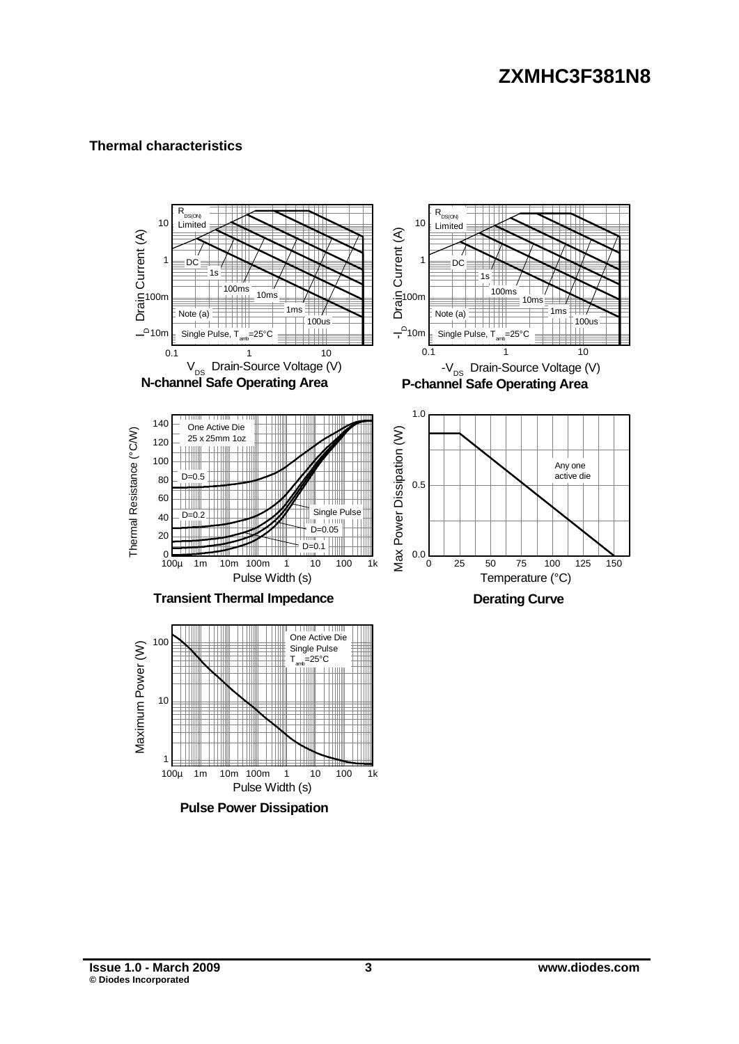## Thermal characteristics

N-channel Safe Operating Area

P-channel Safe Operating Area

Transient Thermal Impedance

Derating Curve

Pulse Power Dissipation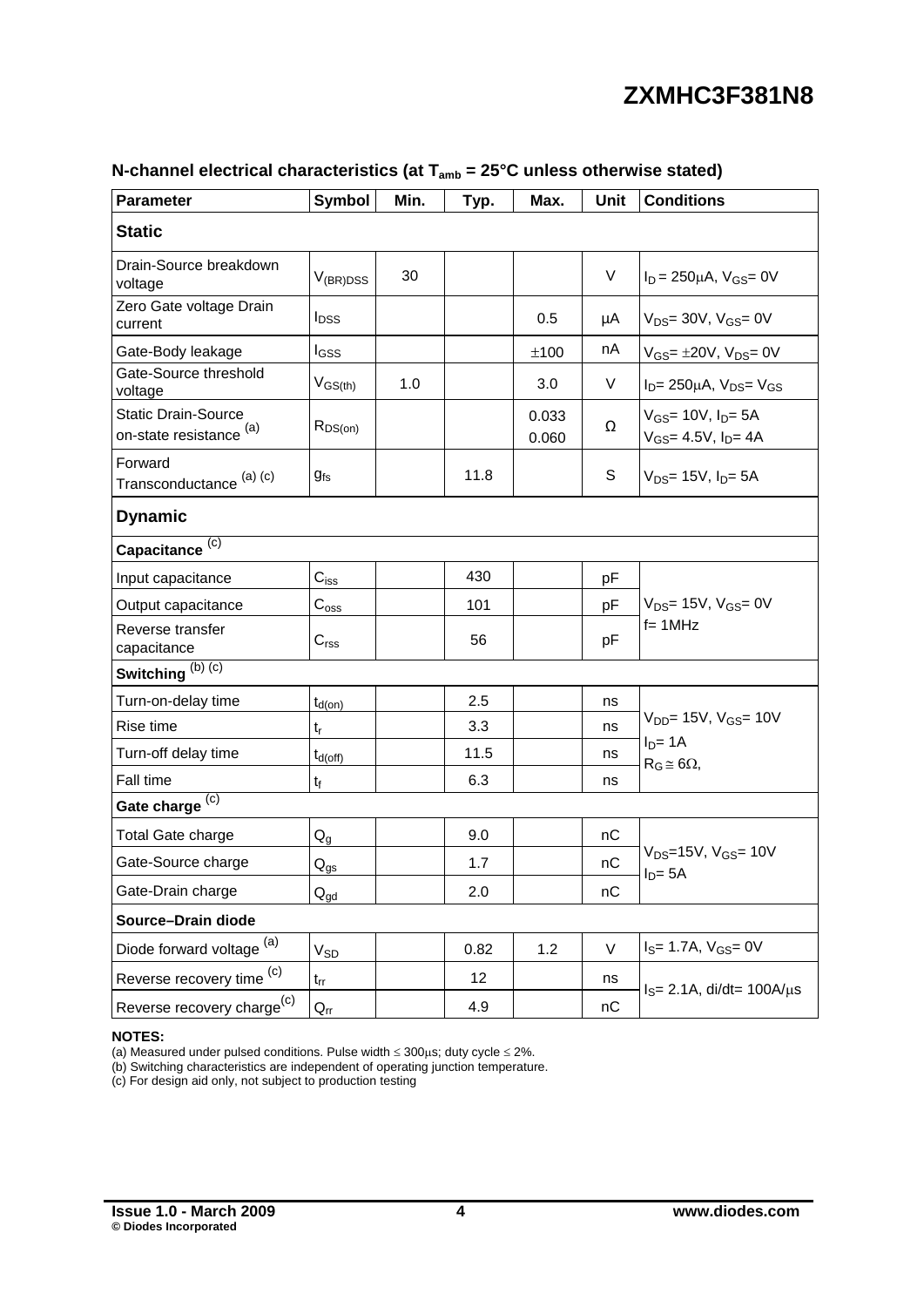## N-channel electrical characteristics (at $T_{amb}$ = 25°C unless otherwise stated)

| Parameter | Symbol | Min. | Typ. | Max. | Unit | Conditions |
|---|---|---|---|---|---|---|
| **Static** | | | | | | |
| Drain-Source breakdown voltage | $V_{(BR)DSS}$ | 30 | | | V | $I_D$ = 250μA, $V_{GS}$= 0V |
| Zero Gate voltage Drain current | $I_{DSS}$ | | | 0.5 | μA | $V_{DS}$= 30V, $V_{GS}$= 0V |
| Gate-Body leakage | $I_{GSS}$ | | | ±100 | nA | $V_{GS}$= ±20V, $V_{DS}$= 0V |
| Gate-Source threshold voltage | $V_{GS(th)}$ | 1.0 | | 3.0 | V | $I_D$= 250μA, $V_{DS}$= $V_{GS}$ |
| Static Drain-Source on-state resistance [(a)] | $R_{DS(on)}$ | | | 0.033<br>0.060 | Ω | $V_{GS}$= 10V, $I_D$= 5A<br>$V_{GS}$= 4.5V, $I_D$= 4A |
| Forward Transconductance [(a) (c)] | $g_{fs}$ | | 11.8 | | S | $V_{DS}$= 15V, $I_D$= 5A |
| **Dynamic** | | | | | | |
| **Capacitance** [(c)] | | | | | | |
| Input capacitance | $C_{iss}$ | | 430 | | pF | $V_{DS}$= 15V, $V_{GS}$= 0V<br>f= 1MHz |
| Output capacitance | $C_{oss}$ | | 101 | | pF | |
| Reverse transfer capacitance | $C_{rss}$ | | 56 | | pF | |
| **Switching** [(b) (c)] | | | | | | |
| Turn-on-delay time | $t_{d(on)}$ | | 2.5 | | ns | $V_{DD}$= 15V, $V_{GS}$= 10V<br>$I_D$= 1A<br>$R_G$ ≅ 6Ω, |
| Rise time | $t_r$ | | 3.3 | | ns | |
| Turn-off delay time | $t_{d(off)}$ | | 11.5 | | ns | |
| Fall time | $t_f$ | | 6.3 | | ns | |
| **Gate charge** [(c)] | | | | | | |
| Total Gate charge | $Q_g$ | | 9.0 | | nC | $V_{DS}$=15V, $V_{GS}$= 10V<br>$I_D$= 5A |
| Gate-Source charge | $Q_{gs}$ | | 1.7 | | nC | |
| Gate-Drain charge | $Q_{gd}$ | | 2.0 | | nC | |
| **Source–Drain diode** | | | | | | |
| Diode forward voltage [(a)] | $V_{SD}$ | | 0.82 | 1.2 | V | $I_S$= 1.7A, $V_{GS}$= 0V |
| Reverse recovery time [(c)] | $t_{rr}$ | | 12 | | ns | $I_S$= 2.1A, di/dt= 100A/μs |
| Reverse recovery charge[(c)] | $Q_{rr}$ | | 4.9 | | nC | |

**NOTES:**

(a) Measured under pulsed conditions. Pulse width ≤ 300μs; duty cycle ≤ 2%.

(b) Switching characteristics are independent of operating junction temperature.

(c) For design aid only, not subject to production testing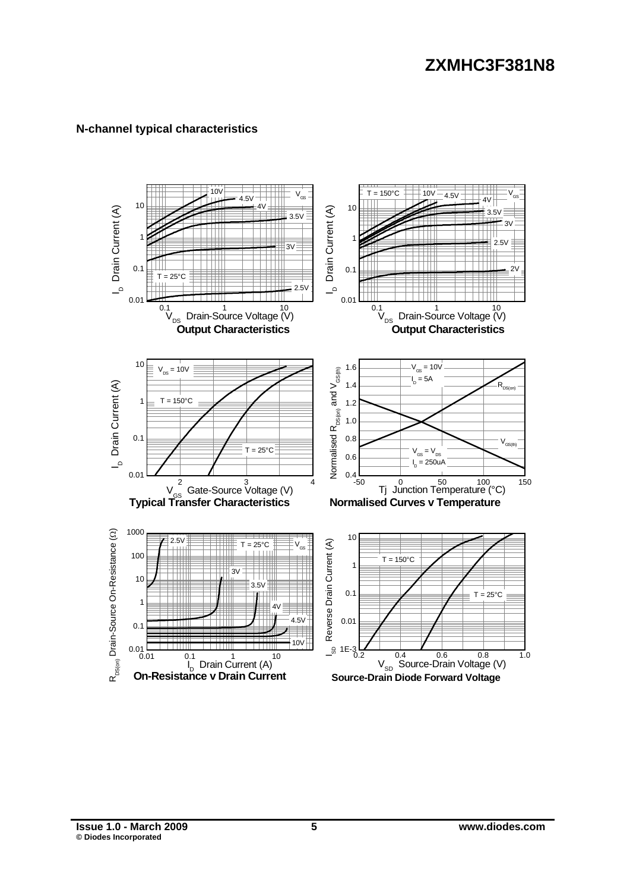## N-channel typical characteristics

**Output Characteristics**

**Output Characteristics**

**Typical Transfer Characteristics**

**Normalised Curves v Temperature**

**On-Resistance v Drain Current**

**Source-Drain Diode Forward Voltage**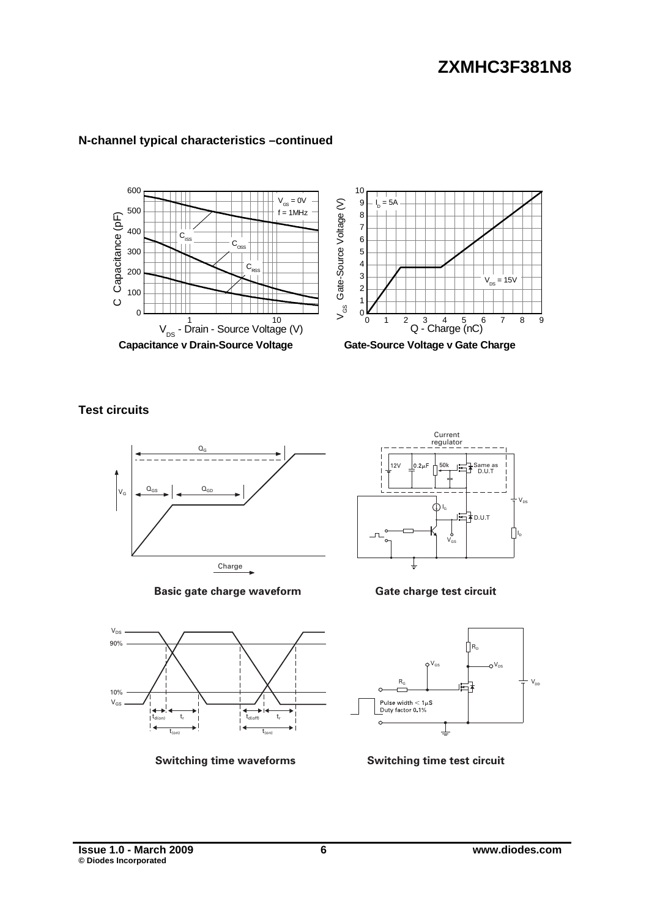## N-channel typical characteristics –continued

**Capacitance v Drain-Source Voltage**

**Gate-Source Voltage v Gate Charge**

## Test circuits

**Basic gate charge waveform**

**Gate charge test circuit**

**Switching time waveforms**

**Switching time test circuit**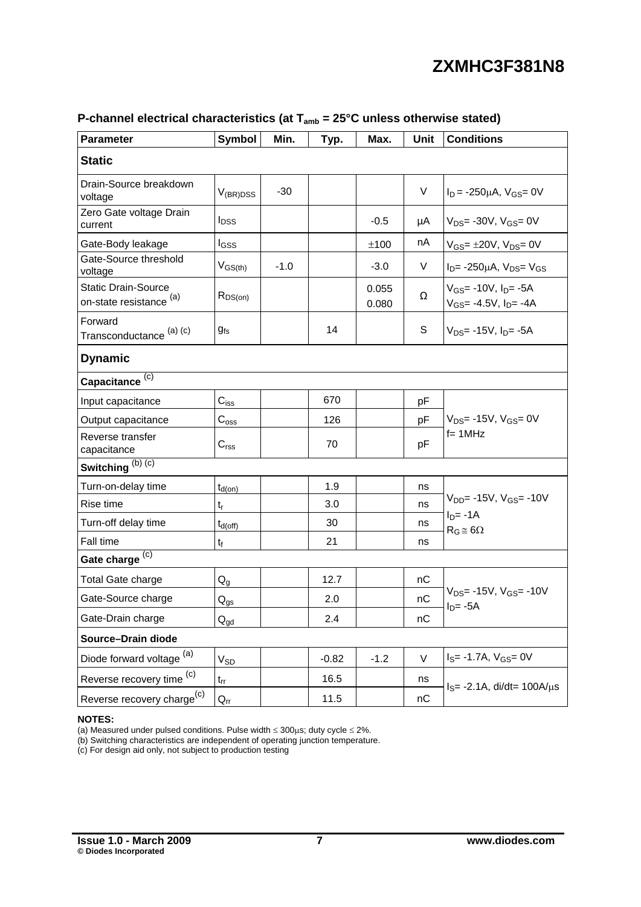# ZXMHC3F381N8

## P-channel electrical characteristics (at $T_{amb}$ = 25°C unless otherwise stated)

| Parameter | Symbol | Min. | Typ. | Max. | Unit | Conditions |
|---|---|---|---|---|---|---|
| **Static** | | | | | | |
| Drain-Source breakdown voltage | $V_{(BR)DSS}$ | -30 | | | V | $I_D$ = -250μA, $V_{GS}$= 0V |
| Zero Gate voltage Drain current | $I_{DSS}$ | | | -0.5 | μA | $V_{DS}$= -30V, $V_{GS}$= 0V |
| Gate-Body leakage | $I_{GSS}$ | | | ±100 | nA | $V_{GS}$= ±20V, $V_{DS}$= 0V |
| Gate-Source threshold voltage | $V_{GS(th)}$ | -1.0 | | -3.0 | V | $I_D$= -250μA, $V_{DS}$= $V_{GS}$ |
| Static Drain-Source on-state resistance [(a)] | $R_{DS(on)}$ | | | 0.055<br>0.080 | Ω | $V_{GS}$= -10V, $I_D$= -5A<br>$V_{GS}$= -4.5V, $I_D$= -4A |
| Forward Transconductance [(a) (c)] | $g_{fs}$ | | 14 | | S | $V_{DS}$= -15V, $I_D$= -5A |
| **Dynamic** | | | | | | |
| **Capacitance** [(c)] | | | | | | |
| Input capacitance | $C_{iss}$ | | 670 | | pF | $V_{DS}$= -15V, $V_{GS}$= 0V<br>f= 1MHz |
| Output capacitance | $C_{oss}$ | | 126 | | pF | |
| Reverse transfer capacitance | $C_{rss}$ | | 70 | | pF | |
| **Switching** [(b) (c)] | | | | | | |
| Turn-on-delay time | $t_{d(on)}$ | | 1.9 | | ns | $V_{DD}$= -15V, $V_{GS}$= -10V<br>$I_D$= -1A<br>$R_G \cong 6\Omega$ |
| Rise time | $t_r$ | | 3.0 | | ns | |
| Turn-off delay time | $t_{d(off)}$ | | 30 | | ns | |
| Fall time | $t_f$ | | 21 | | ns | |
| **Gate charge** [(c)] | | | | | | |
| Total Gate charge | $Q_g$ | | 12.7 | | nC | $V_{DS}$= -15V, $V_{GS}$= -10V<br>$I_D$= -5A |
| Gate-Source charge | $Q_{gs}$ | | 2.0 | | nC | |
| Gate-Drain charge | $Q_{gd}$ | | 2.4 | | nC | |
| **Source–Drain diode** | | | | | | |
| Diode forward voltage [(a)] | $V_{SD}$ | | -0.82 | -1.2 | V | $I_S$= -1.7A, $V_{GS}$= 0V |
| Reverse recovery time [(c)] | $t_{rr}$ | | 16.5 | | ns | $I_S$= -2.1A, di/dt= 100A/μs |
| Reverse recovery charge[(c)] | $Q_{rr}$ | | 11.5 | | nC | |

**NOTES:**

(a) Measured under pulsed conditions. Pulse width ≤ 300μs; duty cycle ≤ 2%.

(b) Switching characteristics are independent of operating junction temperature.

(c) For design aid only, not subject to production testing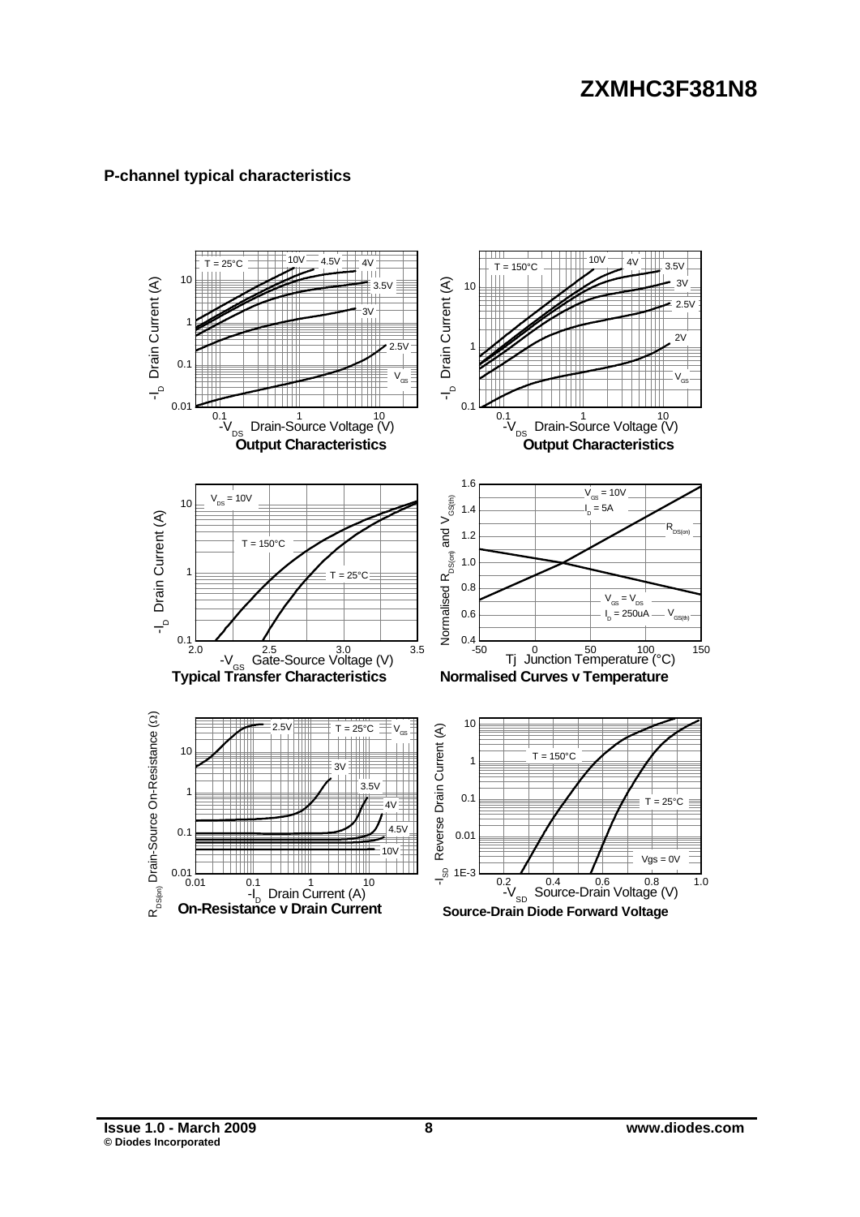## P-channel typical characteristics

**Output Characteristics**

**Output Characteristics**

**Typical Transfer Characteristics**

**Normalised Curves v Temperature**

**On-Resistance v Drain Current**

**Source-Drain Diode Forward Voltage**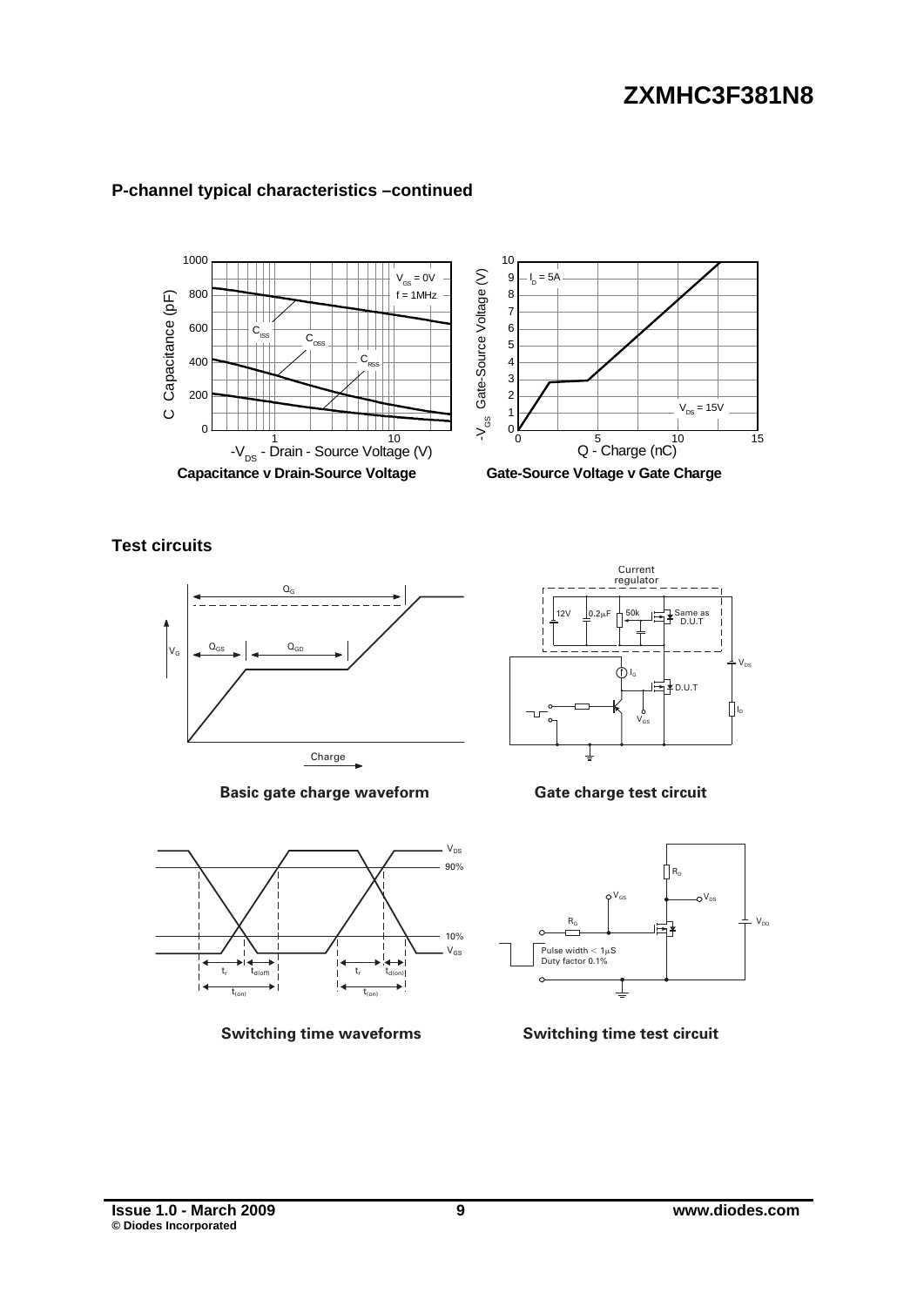## P-channel typical characteristics –continued

**Capacitance v Drain-Source Voltage**

**Gate-Source Voltage v Gate Charge**

## Test circuits

**Basic gate charge waveform**

**Gate charge test circuit**

**Switching time waveforms**

**Switching time test circuit**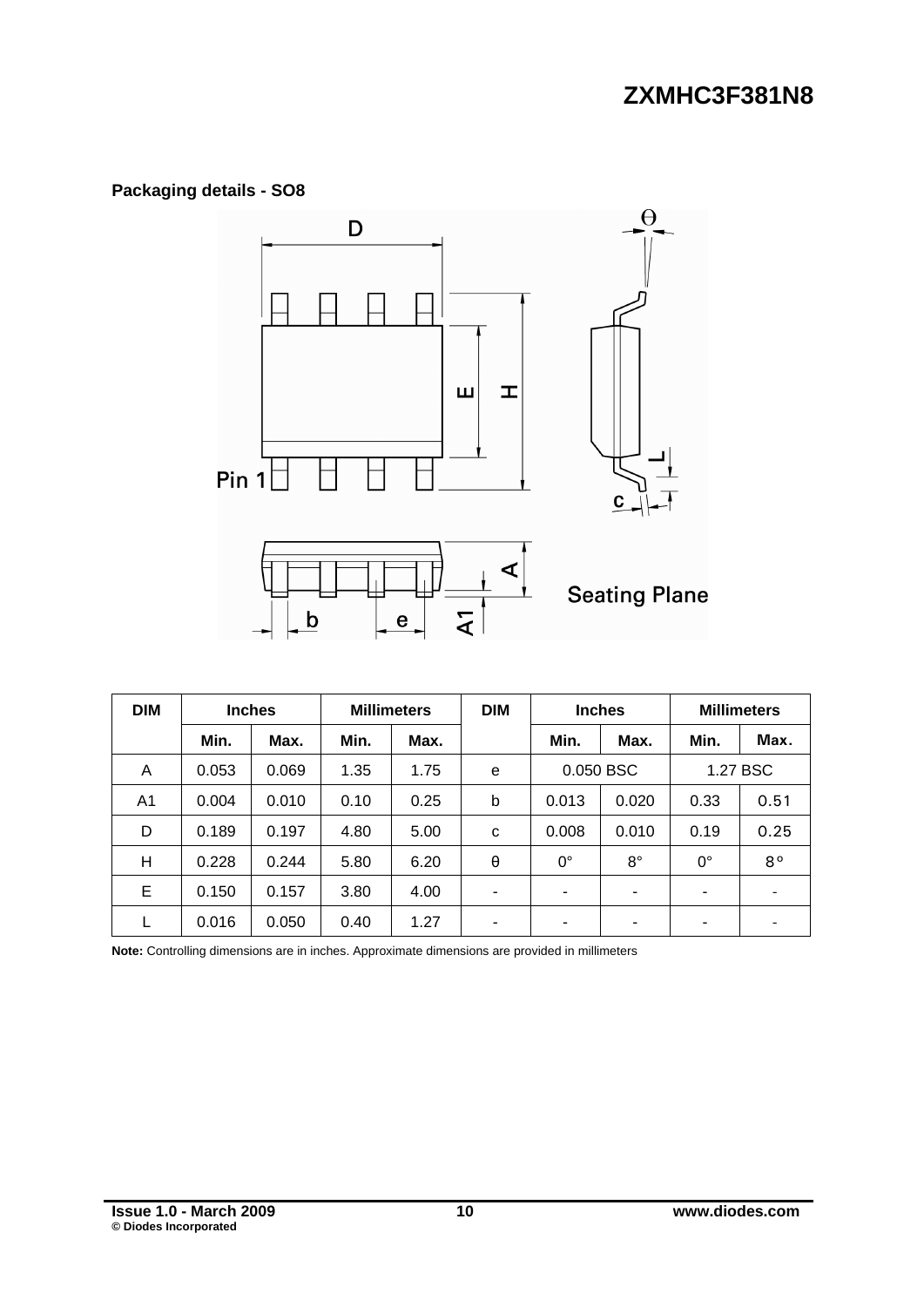## Packaging details - SO8

| DIM | Inches | | Millimeters | | DIM | Inches | | Millimeters | |
|---|---|---|---|---|---|---|---|---|---|
| | Min. | Max. | Min. | Max. | | Min. | Max. | Min. | Max. |
| A | 0.053 | 0.069 | 1.35 | 1.75 | e | 0.050 BSC | | 1.27 BSC | |
| A1 | 0.004 | 0.010 | 0.10 | 0.25 | b | 0.013 | 0.020 | 0.33 | 0.51 |
| D | 0.189 | 0.197 | 4.80 | 5.00 | c | 0.008 | 0.010 | 0.19 | 0.25 |
| H | 0.228 | 0.244 | 5.80 | 6.20 | θ | 0° | 8° | 0° | 8° |
| E | 0.150 | 0.157 | 3.80 | 4.00 | - | - | - | - | - |
| L | 0.016 | 0.050 | 0.40 | 1.27 | - | - | - | - | - |

**Note:** Controlling dimensions are in inches. Approximate dimensions are provided in millimeters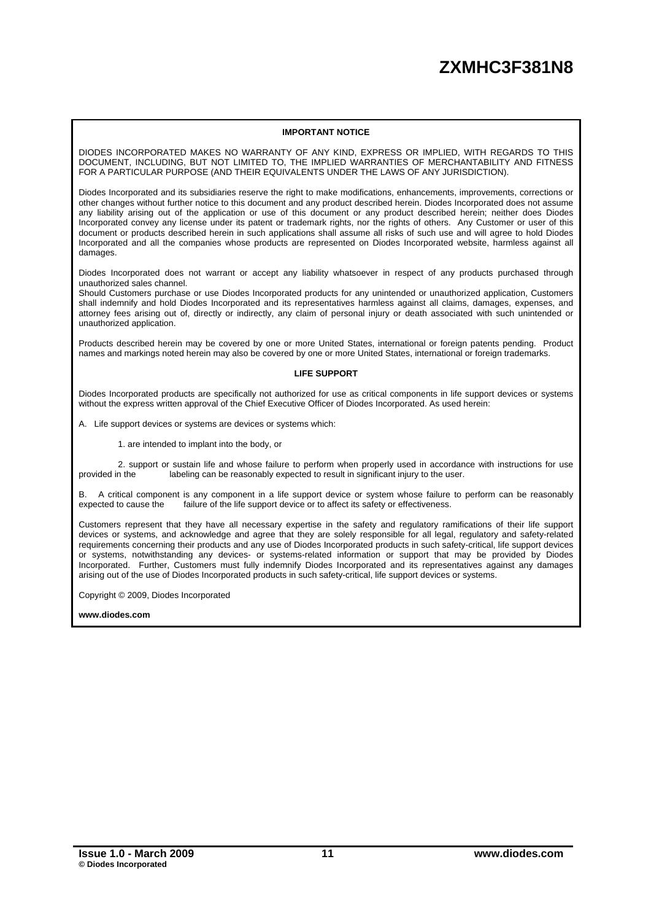## IMPORTANT NOTICE

DIODES INCORPORATED MAKES NO WARRANTY OF ANY KIND, EXPRESS OR IMPLIED, WITH REGARDS TO THIS DOCUMENT, INCLUDING, BUT NOT LIMITED TO, THE IMPLIED WARRANTIES OF MERCHANTABILITY AND FITNESS FOR A PARTICULAR PURPOSE (AND THEIR EQUIVALENTS UNDER THE LAWS OF ANY JURISDICTION).

Diodes Incorporated and its subsidiaries reserve the right to make modifications, enhancements, improvements, corrections or other changes without further notice to this document and any product described herein. Diodes Incorporated does not assume any liability arising out of the application or use of this document or any product described herein; neither does Diodes Incorporated convey any license under its patent or trademark rights, nor the rights of others. Any Customer or user of this document or products described herein in such applications shall assume all risks of such use and will agree to hold Diodes Incorporated and all the companies whose products are represented on Diodes Incorporated website, harmless against all damages.

Diodes Incorporated does not warrant or accept any liability whatsoever in respect of any products purchased through unauthorized sales channel.
Should Customers purchase or use Diodes Incorporated products for any unintended or unauthorized application, Customers shall indemnify and hold Diodes Incorporated and its representatives harmless against all claims, damages, expenses, and attorney fees arising out of, directly or indirectly, any claim of personal injury or death associated with such unintended or unauthorized application.

Products described herein may be covered by one or more United States, international or foreign patents pending. Product names and markings noted herein may also be covered by one or more United States, international or foreign trademarks.

## LIFE SUPPORT

Diodes Incorporated products are specifically not authorized for use as critical components in life support devices or systems without the express written approval of the Chief Executive Officer of Diodes Incorporated. As used herein:

A. Life support devices or systems are devices or systems which:

1. are intended to implant into the body, or

2. support or sustain life and whose failure to perform when properly used in accordance with instructions for use provided in the labeling can be reasonably expected to result in significant injury to the user.

B. A critical component is any component in a life support device or system whose failure to perform can be reasonably expected to cause the failure of the life support device or to affect its safety or effectiveness.

Customers represent that they have all necessary expertise in the safety and regulatory ramifications of their life support devices or systems, and acknowledge and agree that they are solely responsible for all legal, regulatory and safety-related requirements concerning their products and any use of Diodes Incorporated products in such safety-critical, life support devices or systems, notwithstanding any devices- or systems-related information or support that may be provided by Diodes Incorporated. Further, Customers must fully indemnify Diodes Incorporated and its representatives against any damages arising out of the use of Diodes Incorporated products in such safety-critical, life support devices or systems.

Copyright © 2009, Diodes Incorporated

**www.diodes.com**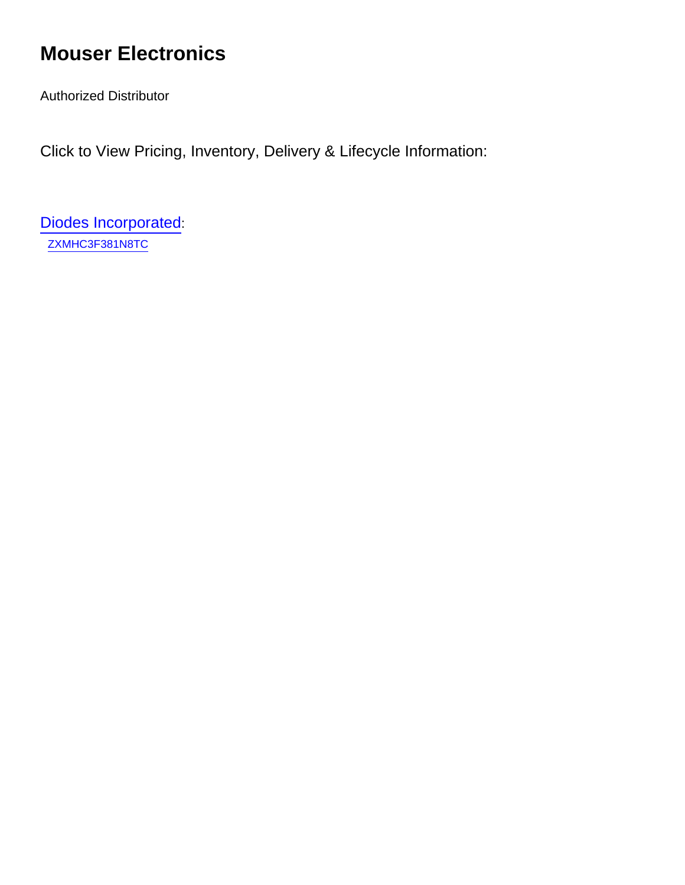# Mouser Electronics

Authorized Distributor

Click to View Pricing, Inventory, Delivery & Lifecycle Information:

Diodes Incorporated:

ZXMHC3F381N8TC